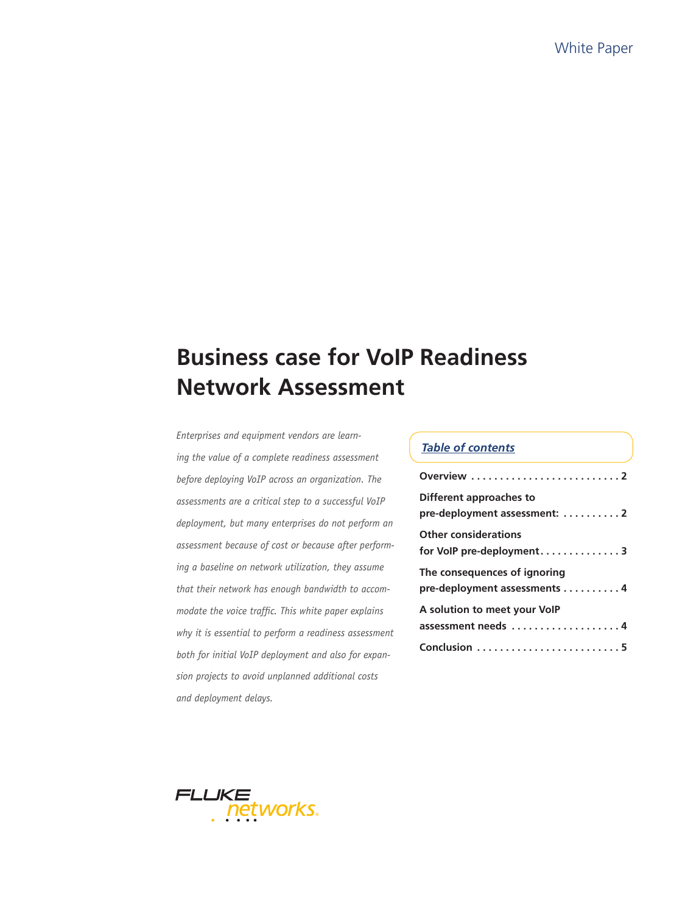White Paper

# Business case for VoIP Readiness Network Assessment

*Enterprises and equipment vendors are learning the value of a complete readiness assessment before deploying VoIP across an organization. The assessments are a critical step to a successful VoIP deployment, but many enterprises do not perform an assessment because of cost or because after performing a baseline on network utilization, they assume that their network has enough bandwidth to accommodate the voice traffic. This white paper explains why it is essential to perform a readiness assessment both for initial VoIP deployment and also for expansion projects to avoid unplanned additional costs and deployment delays.*

## Table of contents

**Overview . . . . . . . . . . . . . . . . . . . . . . . . . . 2**

**Different approaches to pre-deployment assessment: . . . . . . . . . . 2**

**Other considerations for VoIP pre-deployment. . . . . . . . . . . . . . 3**

**The consequences of ignoring pre-deployment assessments . . . . . . . . . . 4**

**A solution to meet your VoIP assessment needs . . . . . . . . . . . . . . . . . . . 4**

**Conclusion . . . . . . . . . . . . . . . . . . . . . . . . . 5**

FLUKE networks.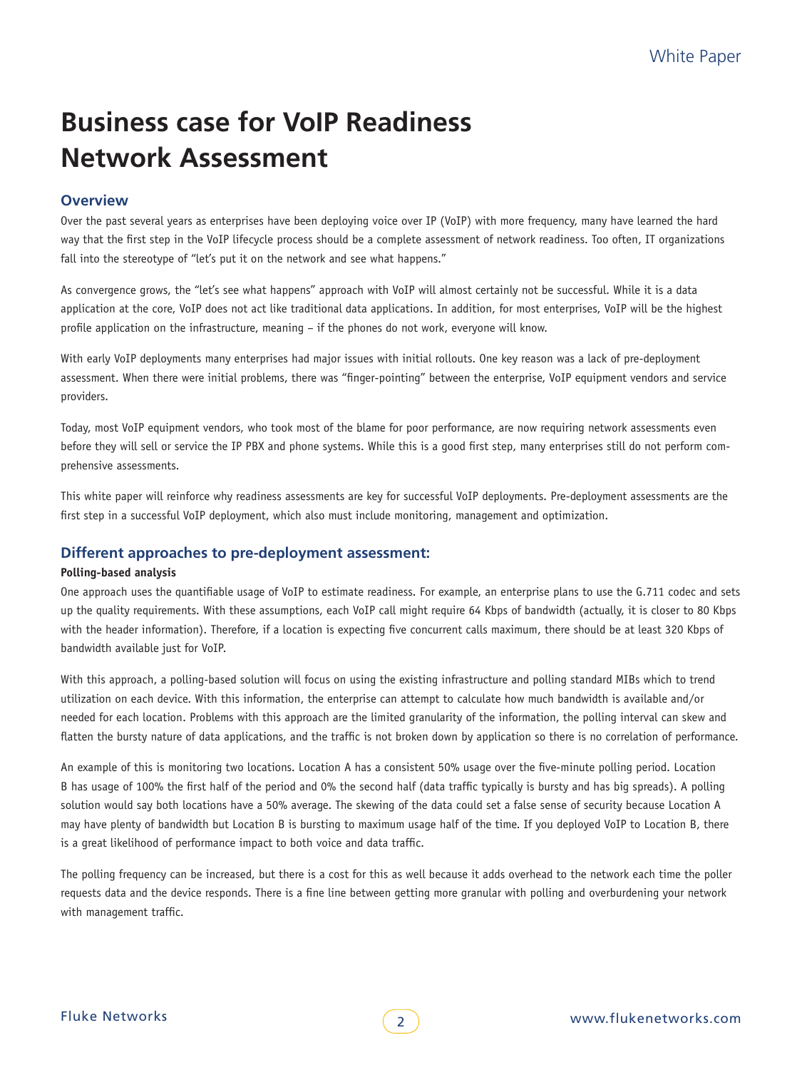# Business case for VoIP Readiness Network Assessment

## Overview

Over the past several years as enterprises have been deploying voice over IP (VoIP) with more frequency, many have learned the hard way that the first step in the VoIP lifecycle process should be a complete assessment of network readiness. Too often, IT organizations fall into the stereotype of "let's put it on the network and see what happens."

As convergence grows, the "let's see what happens" approach with VoIP will almost certainly not be successful. While it is a data application at the core, VoIP does not act like traditional data applications. In addition, for most enterprises, VoIP will be the highest profile application on the infrastructure, meaning – if the phones do not work, everyone will know.

With early VoIP deployments many enterprises had major issues with initial rollouts. One key reason was a lack of pre-deployment assessment. When there were initial problems, there was "finger-pointing" between the enterprise, VoIP equipment vendors and service providers.

Today, most VoIP equipment vendors, who took most of the blame for poor performance, are now requiring network assessments even before they will sell or service the IP PBX and phone systems. While this is a good first step, many enterprises still do not perform comprehensive assessments.

This white paper will reinforce why readiness assessments are key for successful VoIP deployments. Pre-deployment assessments are the first step in a successful VoIP deployment, which also must include monitoring, management and optimization.

## Different approaches to pre-deployment assessment:

**Polling-based analysis**

One approach uses the quantifiable usage of VoIP to estimate readiness. For example, an enterprise plans to use the G.711 codec and sets up the quality requirements. With these assumptions, each VoIP call might require 64 Kbps of bandwidth (actually, it is closer to 80 Kbps with the header information). Therefore, if a location is expecting five concurrent calls maximum, there should be at least 320 Kbps of bandwidth available just for VoIP.

With this approach, a polling-based solution will focus on using the existing infrastructure and polling standard MIBs which to trend utilization on each device. With this information, the enterprise can attempt to calculate how much bandwidth is available and/or needed for each location. Problems with this approach are the limited granularity of the information, the polling interval can skew and flatten the bursty nature of data applications, and the traffic is not broken down by application so there is no correlation of performance.

An example of this is monitoring two locations. Location A has a consistent 50% usage over the five-minute polling period. Location B has usage of 100% the first half of the period and 0% the second half (data traffic typically is bursty and has big spreads). A polling solution would say both locations have a 50% average. The skewing of the data could set a false sense of security because Location A may have plenty of bandwidth but Location B is bursting to maximum usage half of the time. If you deployed VoIP to Location B, there is a great likelihood of performance impact to both voice and data traffic.

The polling frequency can be increased, but there is a cost for this as well because it adds overhead to the network each time the poller requests data and the device responds. There is a fine line between getting more granular with polling and overburdening your network with management traffic.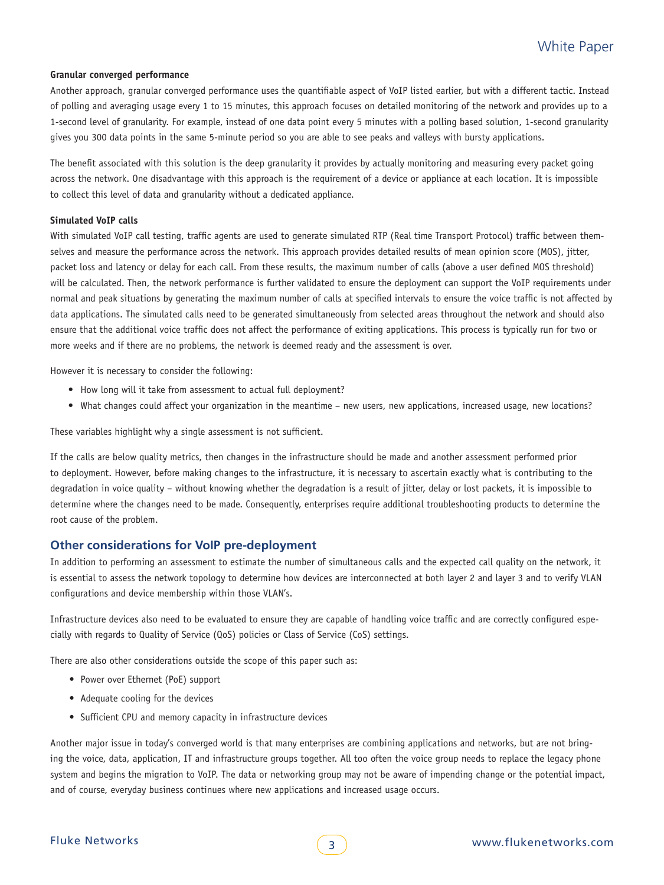**Granular converged performance**

Another approach, granular converged performance uses the quantifiable aspect of VoIP listed earlier, but with a different tactic. Instead of polling and averaging usage every 1 to 15 minutes, this approach focuses on detailed monitoring of the network and provides up to a 1-second level of granularity. For example, instead of one data point every 5 minutes with a polling based solution, 1-second granularity gives you 300 data points in the same 5-minute period so you are able to see peaks and valleys with bursty applications.

The benefit associated with this solution is the deep granularity it provides by actually monitoring and measuring every packet going across the network. One disadvantage with this approach is the requirement of a device or appliance at each location. It is impossible to collect this level of data and granularity without a dedicated appliance.

**Simulated VoIP calls**

With simulated VoIP call testing, traffic agents are used to generate simulated RTP (Real time Transport Protocol) traffic between themselves and measure the performance across the network. This approach provides detailed results of mean opinion score (MOS), jitter, packet loss and latency or delay for each call. From these results, the maximum number of calls (above a user defined MOS threshold) will be calculated. Then, the network performance is further validated to ensure the deployment can support the VoIP requirements under normal and peak situations by generating the maximum number of calls at specified intervals to ensure the voice traffic is not affected by data applications. The simulated calls need to be generated simultaneously from selected areas throughout the network and should also ensure that the additional voice traffic does not affect the performance of exiting applications. This process is typically run for two or more weeks and if there are no problems, the network is deemed ready and the assessment is over.

However it is necessary to consider the following:

- How long will it take from assessment to actual full deployment?
- What changes could affect your organization in the meantime – new users, new applications, increased usage, new locations?

These variables highlight why a single assessment is not sufficient.

If the calls are below quality metrics, then changes in the infrastructure should be made and another assessment performed prior to deployment. However, before making changes to the infrastructure, it is necessary to ascertain exactly what is contributing to the degradation in voice quality – without knowing whether the degradation is a result of jitter, delay or lost packets, it is impossible to determine where the changes need to be made. Consequently, enterprises require additional troubleshooting products to determine the root cause of the problem.

## Other considerations for VoIP pre-deployment

In addition to performing an assessment to estimate the number of simultaneous calls and the expected call quality on the network, it is essential to assess the network topology to determine how devices are interconnected at both layer 2 and layer 3 and to verify VLAN configurations and device membership within those VLAN's.

Infrastructure devices also need to be evaluated to ensure they are capable of handling voice traffic and are correctly configured especially with regards to Quality of Service (QoS) policies or Class of Service (CoS) settings.

There are also other considerations outside the scope of this paper such as:

- Power over Ethernet (PoE) support
- Adequate cooling for the devices
- Sufficient CPU and memory capacity in infrastructure devices

Another major issue in today's converged world is that many enterprises are combining applications and networks, but are not bringing the voice, data, application, IT and infrastructure groups together. All too often the voice group needs to replace the legacy phone system and begins the migration to VoIP. The data or networking group may not be aware of impending change or the potential impact, and of course, everyday business continues where new applications and increased usage occurs.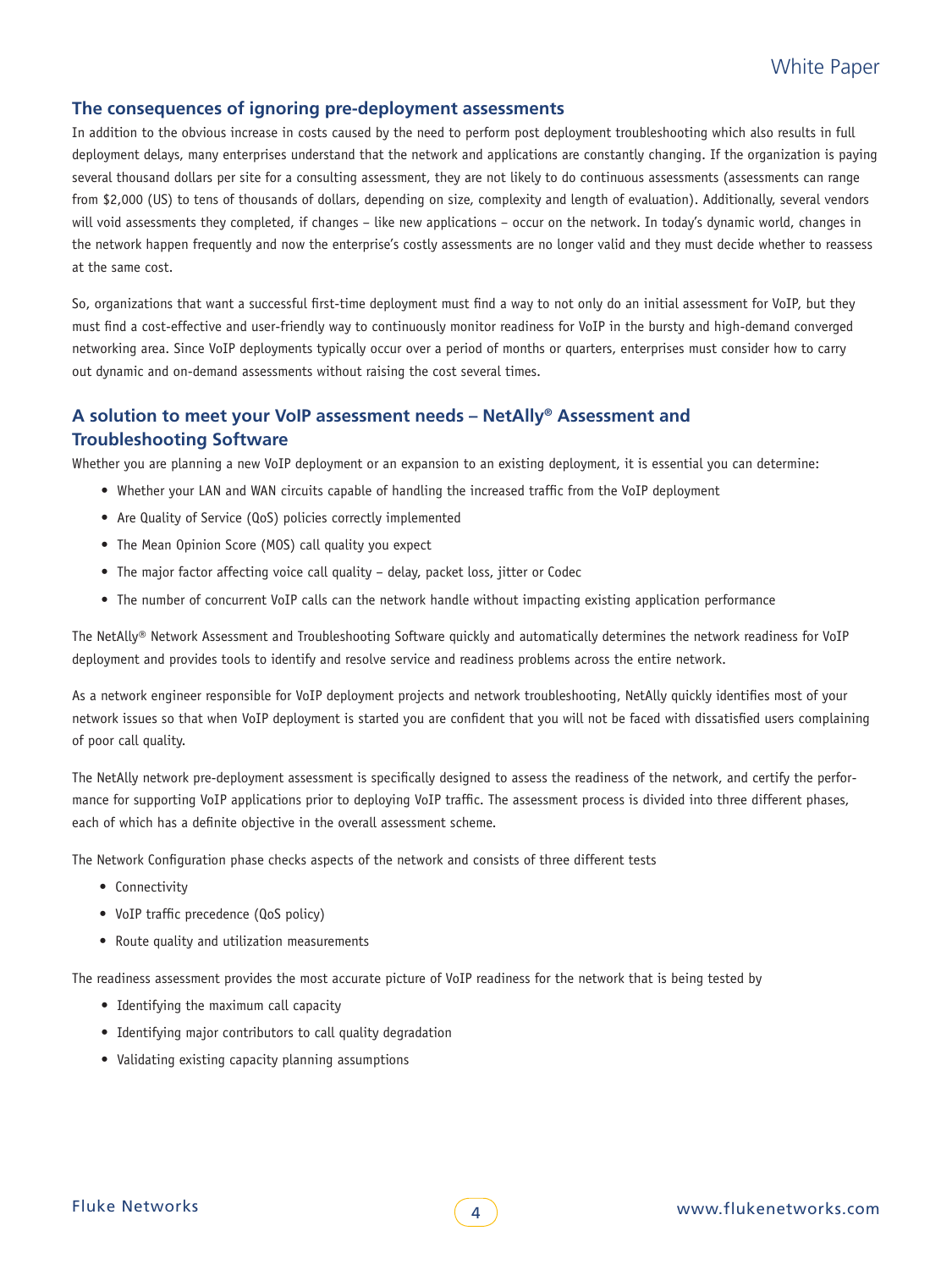## The consequences of ignoring pre-deployment assessments

In addition to the obvious increase in costs caused by the need to perform post deployment troubleshooting which also results in full deployment delays, many enterprises understand that the network and applications are constantly changing. If the organization is paying several thousand dollars per site for a consulting assessment, they are not likely to do continuous assessments (assessments can range from $2,000 (US) to tens of thousands of dollars, depending on size, complexity and length of evaluation). Additionally, several vendors will void assessments they completed, if changes – like new applications – occur on the network. In today's dynamic world, changes in the network happen frequently and now the enterprise's costly assessments are no longer valid and they must decide whether to reassess at the same cost.

So, organizations that want a successful first-time deployment must find a way to not only do an initial assessment for VoIP, but they must find a cost-effective and user-friendly way to continuously monitor readiness for VoIP in the bursty and high-demand converged networking area. Since VoIP deployments typically occur over a period of months or quarters, enterprises must consider how to carry out dynamic and on-demand assessments without raising the cost several times.

## A solution to meet your VoIP assessment needs – NetAlly® Assessment and Troubleshooting Software

Whether you are planning a new VoIP deployment or an expansion to an existing deployment, it is essential you can determine:

- Whether your LAN and WAN circuits capable of handling the increased traffic from the VoIP deployment
- Are Quality of Service (QoS) policies correctly implemented
- The Mean Opinion Score (MOS) call quality you expect
- The major factor affecting voice call quality – delay, packet loss, jitter or Codec
- The number of concurrent VoIP calls can the network handle without impacting existing application performance

The NetAlly® Network Assessment and Troubleshooting Software quickly and automatically determines the network readiness for VoIP deployment and provides tools to identify and resolve service and readiness problems across the entire network.

As a network engineer responsible for VoIP deployment projects and network troubleshooting, NetAlly quickly identifies most of your network issues so that when VoIP deployment is started you are confident that you will not be faced with dissatisfied users complaining of poor call quality.

The NetAlly network pre-deployment assessment is specifically designed to assess the readiness of the network, and certify the performance for supporting VoIP applications prior to deploying VoIP traffic. The assessment process is divided into three different phases, each of which has a definite objective in the overall assessment scheme.

The Network Configuration phase checks aspects of the network and consists of three different tests

- Connectivity
- VoIP traffic precedence (QoS policy)
- Route quality and utilization measurements

The readiness assessment provides the most accurate picture of VoIP readiness for the network that is being tested by

- Identifying the maximum call capacity
- Identifying major contributors to call quality degradation
- Validating existing capacity planning assumptions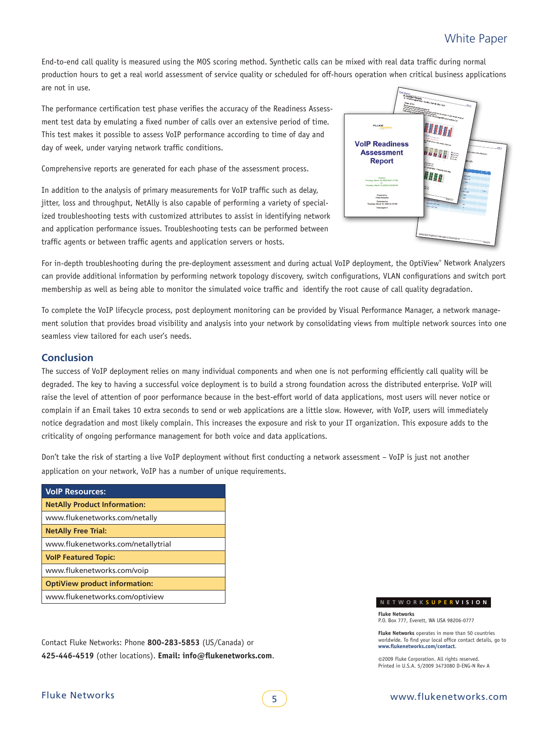End-to-end call quality is measured using the MOS scoring method. Synthetic calls can be mixed with real data traffic during normal production hours to get a real world assessment of service quality or scheduled for off-hours operation when critical business applications are not in use.

The performance certification test phase verifies the accuracy of the Readiness Assessment test data by emulating a fixed number of calls over an extensive period of time. This test makes it possible to assess VoIP performance according to time of day and day of week, under varying network traffic conditions.

Comprehensive reports are generated for each phase of the assessment process.

In addition to the analysis of primary measurements for VoIP traffic such as delay, jitter, loss and throughput, NetAlly is also capable of performing a variety of specialized troubleshooting tests with customized attributes to assist in identifying network and application performance issues. Troubleshooting tests can be performed between traffic agents or between traffic agents and application servers or hosts.

For in-depth troubleshooting during the pre-deployment assessment and during actual VoIP deployment, the OptiView® Network Analyzers can provide additional information by performing network topology discovery, switch configurations, VLAN configurations and switch port membership as well as being able to monitor the simulated voice traffic and identify the root cause of call quality degradation.

To complete the VoIP lifecycle process, post deployment monitoring can be provided by Visual Performance Manager, a network management solution that provides broad visibility and analysis into your network by consolidating views from multiple network sources into one seamless view tailored for each user's needs.

## Conclusion

The success of VoIP deployment relies on many individual components and when one is not performing efficiently call quality will be degraded. The key to having a successful voice deployment is to build a strong foundation across the distributed enterprise. VoIP will raise the level of attention of poor performance because in the best-effort world of data applications, most users will never notice or complain if an Email takes 10 extra seconds to send or web applications are a little slow. However, with VoIP, users will immediately notice degradation and most likely complain. This increases the exposure and risk to your IT organization. This exposure adds to the criticality of ongoing performance management for both voice and data applications.

Don't take the risk of starting a live VoIP deployment without first conducting a network assessment – VoIP is just not another application on your network, VoIP has a number of unique requirements.

| **VoIP Resources:** |
|---|
| **NetAlly Product Information:** |
| www.flukenetworks.com/netally |
| **NetAlly Free Trial:** |
| www.flukenetworks.com/netallytrial |
| **VoIP Featured Topic:** |
| www.flukenetworks.com/voip |
| **OptiView product information:** |
| www.flukenetworks.com/optiview |

Contact Fluke Networks: Phone **800-283-5853** (US/Canada) or **425-446-4519** (other locations). **Email: info@flukenetworks.com**.

NETWORK SUPERVISION

**Fluke Networks**
P.O. Box 777, Everett, WA USA 98206-0777

**Fluke Networks** operates in more than 50 countries worldwide. To find your local office contact details, go to **www.flukenetworks.com/contact**.

©2009 Fluke Corporation. All rights reserved.
Printed in U.S.A. 5/2009 3473080 D-ENG-N Rev A